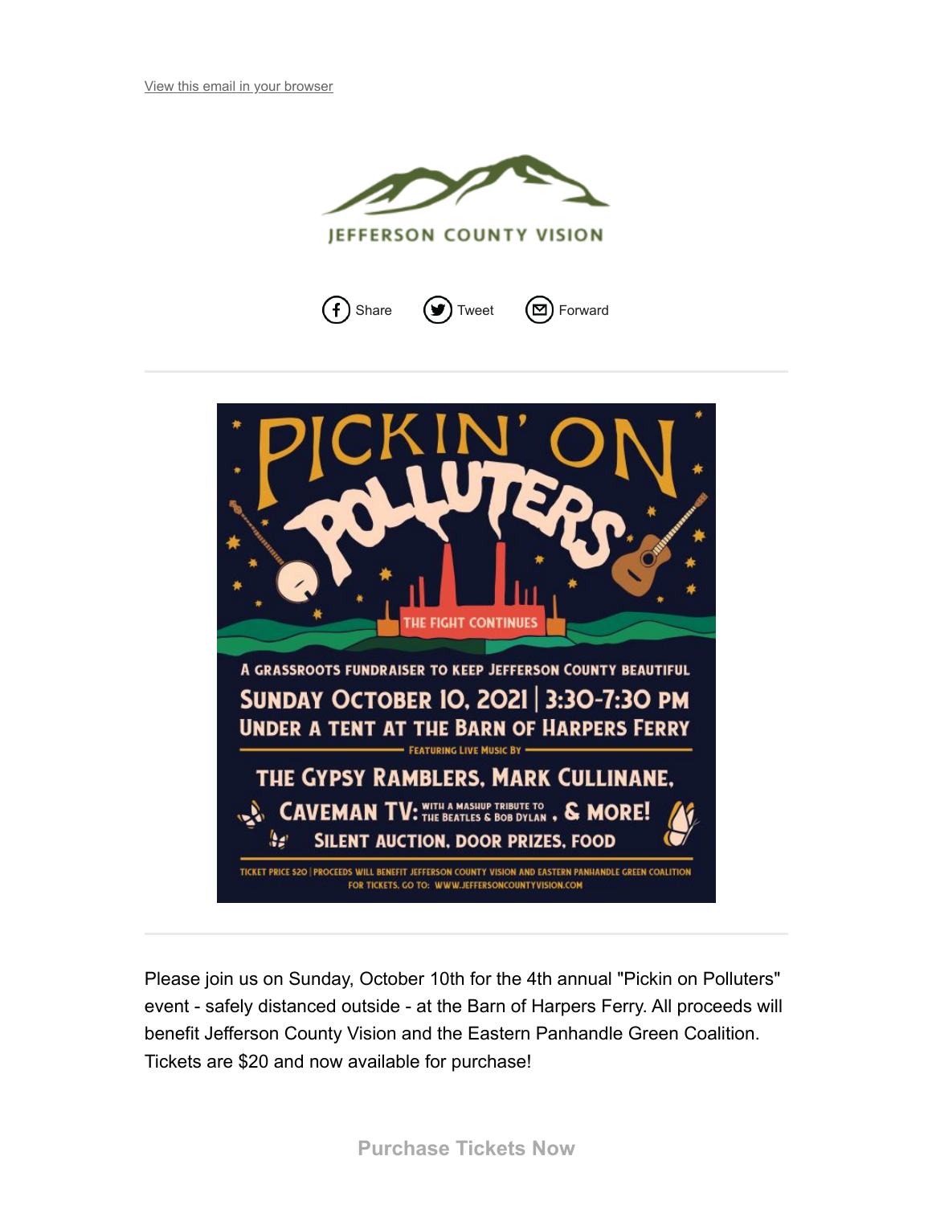View this email in your browser

JEFFERSON COUNTY VISION

Share Tweet Forward

# PICKIN' ON POLLUTERS

THE FIGHT CONTINUES

A GRASSROOTS FUNDRAISER TO KEEP JEFFERSON COUNTY BEAUTIFUL

SUNDAY OCTOBER 10, 2021 | 3:30-7:30 PM

UNDER A TENT AT THE BARN OF HARPERS FERRY

FEATURING LIVE MUSIC BY

THE GYPSY RAMBLERS, MARK CULLINANE, CAVEMAN TV: WITH A MASHUP TRIBUTE TO THE BEATLES & BOB DYLAN, & MORE!

SILENT AUCTION, DOOR PRIZES, FOOD

TICKET PRICE $20 | PROCEEDS WILL BENEFIT JEFFERSON COUNTY VISION AND EASTERN PANHANDLE GREEN COALITION

FOR TICKETS, GO TO: WWW.JEFFERSONCOUNTYVISION.COM

---

Please join us on Sunday, October 10th for the 4th annual "Pickin on Polluters" event - safely distanced outside - at the Barn of Harpers Ferry. All proceeds will benefit Jefferson County Vision and the Eastern Panhandle Green Coalition. Tickets are $20 and now available for purchase!

**Purchase Tickets Now**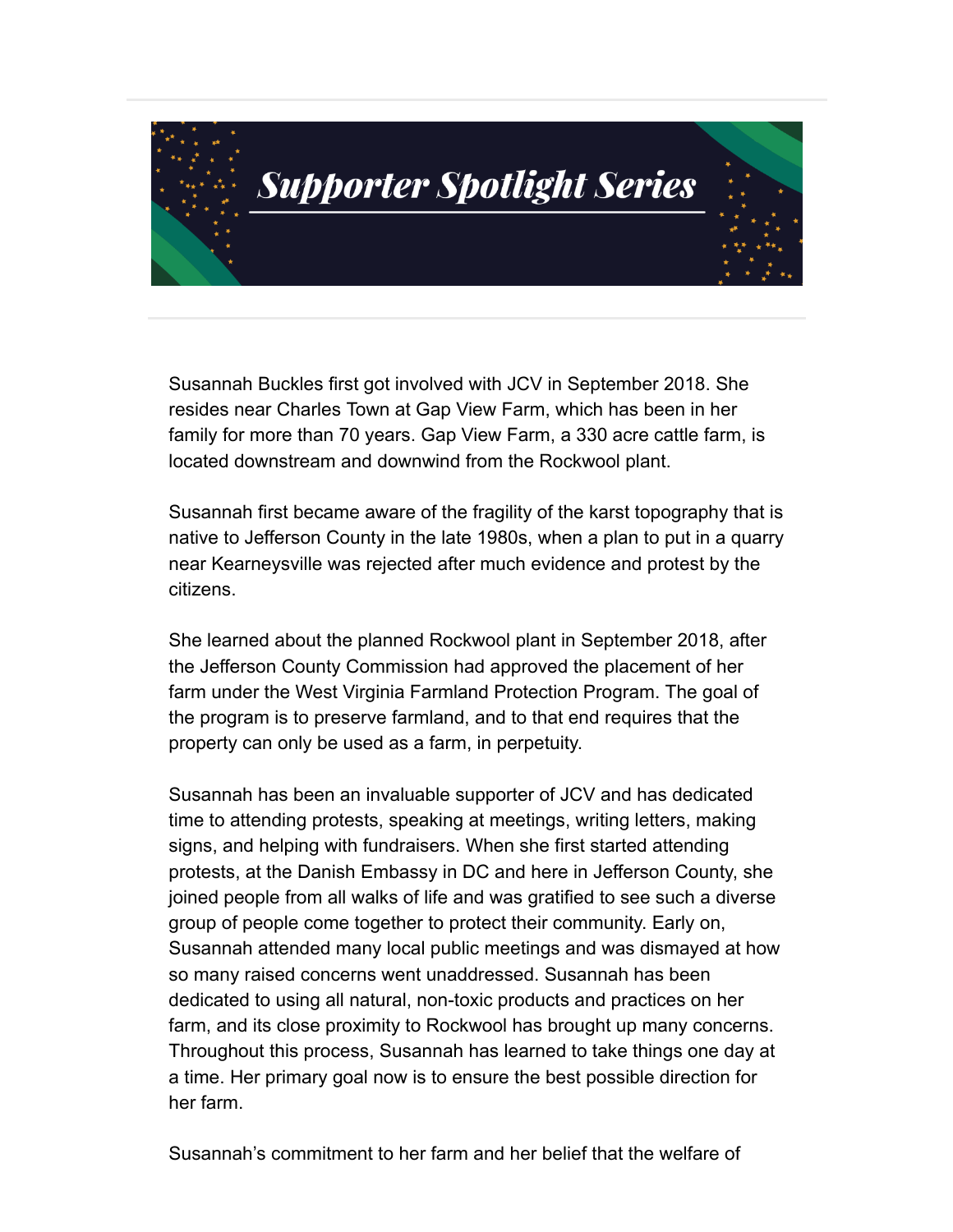# Supporter Spotlight Series

Susannah Buckles first got involved with JCV in September 2018. She resides near Charles Town at Gap View Farm, which has been in her family for more than 70 years. Gap View Farm, a 330 acre cattle farm, is located downstream and downwind from the Rockwool plant.

Susannah first became aware of the fragility of the karst topography that is native to Jefferson County in the late 1980s, when a plan to put in a quarry near Kearneysville was rejected after much evidence and protest by the citizens.

She learned about the planned Rockwool plant in September 2018, after the Jefferson County Commission had approved the placement of her farm under the West Virginia Farmland Protection Program. The goal of the program is to preserve farmland, and to that end requires that the property can only be used as a farm, in perpetuity.

Susannah has been an invaluable supporter of JCV and has dedicated time to attending protests, speaking at meetings, writing letters, making signs, and helping with fundraisers. When she first started attending protests, at the Danish Embassy in DC and here in Jefferson County, she joined people from all walks of life and was gratified to see such a diverse group of people come together to protect their community. Early on, Susannah attended many local public meetings and was dismayed at how so many raised concerns went unaddressed. Susannah has been dedicated to using all natural, non-toxic products and practices on her farm, and its close proximity to Rockwool has brought up many concerns. Throughout this process, Susannah has learned to take things one day at a time. Her primary goal now is to ensure the best possible direction for her farm.

Susannah's commitment to her farm and her belief that the welfare of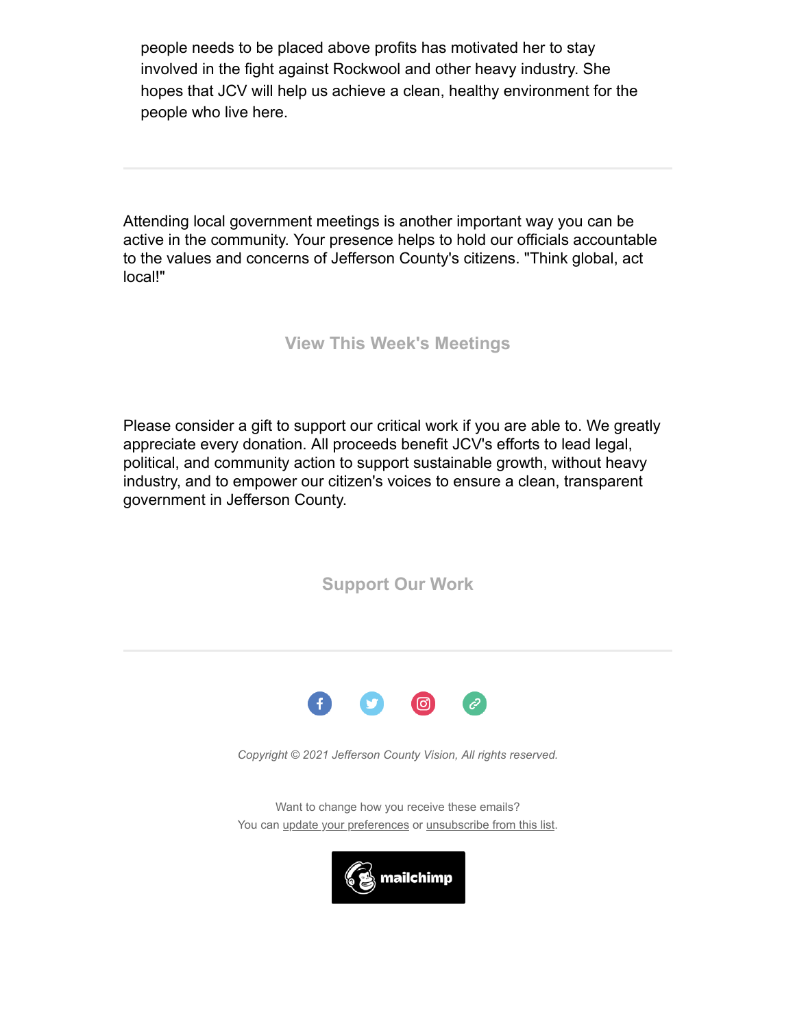people needs to be placed above profits has motivated her to stay involved in the fight against Rockwool and other heavy industry. She hopes that JCV will help us achieve a clean, healthy environment for the people who live here.

---

Attending local government meetings is another important way you can be active in the community. Your presence helps to hold our officials accountable to the values and concerns of Jefferson County's citizens. "Think global, act local!"

**View This Week's Meetings**

Please consider a gift to support our critical work if you are able to. We greatly appreciate every donation. All proceeds benefit JCV's efforts to lead legal, political, and community action to support sustainable growth, without heavy industry, and to empower our citizen's voices to ensure a clean, transparent government in Jefferson County.

**Support Our Work**

---

*Copyright © 2021 Jefferson County Vision, All rights reserved.*

Want to change how you receive these emails?
You can update your preferences or unsubscribe from this list.

mailchimp